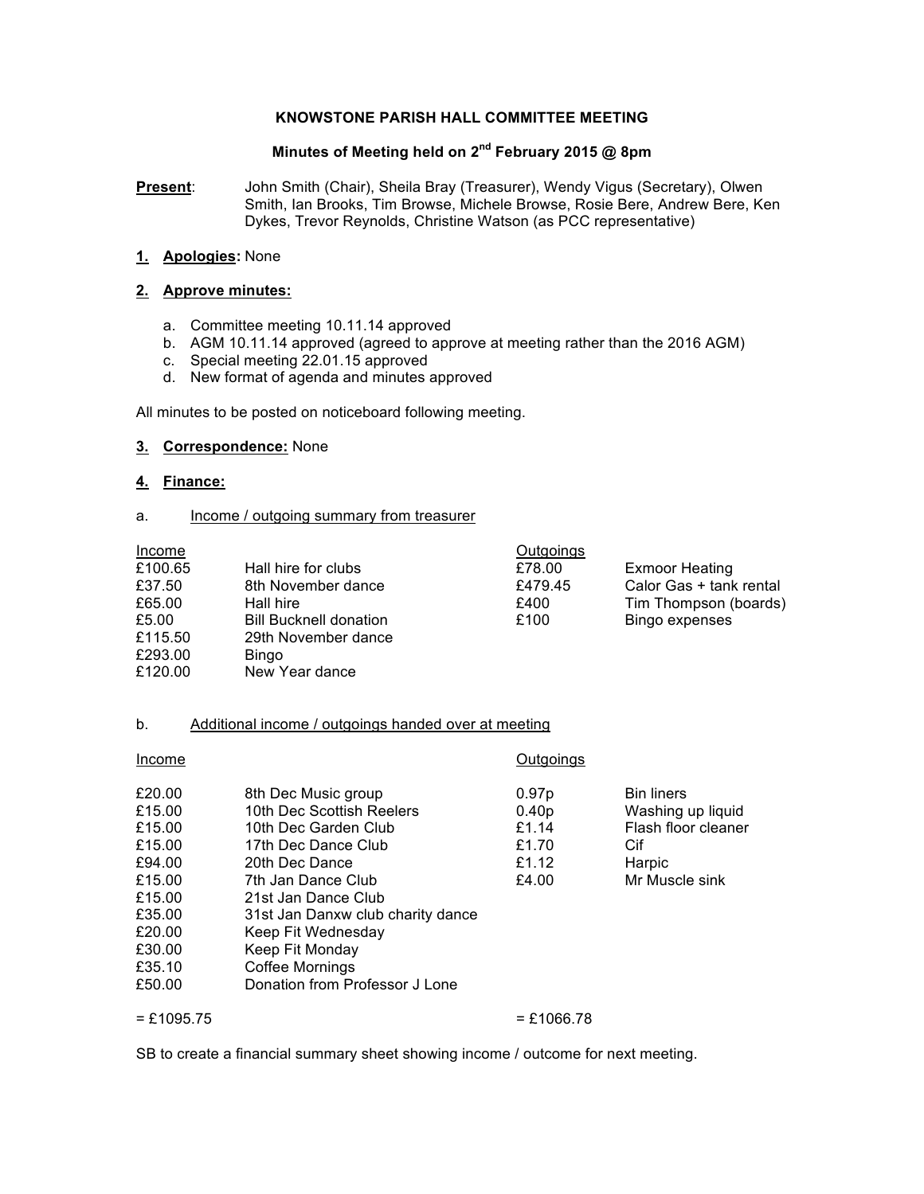# KNOWSTONE PARISH HALL COMMITTEE MEETING

## Minutes of Meeting held on 2nd February 2015 @ 8pm

**Present**: John Smith (Chair), Sheila Bray (Treasurer), Wendy Vigus (Secretary), Olwen Smith, Ian Brooks, Tim Browse, Michele Browse, Rosie Bere, Andrew Bere, Ken Dykes, Trevor Reynolds, Christine Watson (as PCC representative)

**1. Apologies:** None

**2. Approve minutes:**

a. Committee meeting 10.11.14 approved
b. AGM 10.11.14 approved (agreed to approve at meeting rather than the 2016 AGM)
c. Special meeting 22.01.15 approved
d. New format of agenda and minutes approved

All minutes to be posted on noticeboard following meeting.

**3. Correspondence:** None

**4. Finance:**

a. Income / outgoing summary from treasurer

| Income | | Outgoings | |
|---|---|---|---|
| £100.65 | Hall hire for clubs | £78.00 | Exmoor Heating |
| £37.50 | 8th November dance | £479.45 | Calor Gas + tank rental |
| £65.00 | Hall hire | £400 | Tim Thompson (boards) |
| £5.00 | Bill Bucknell donation | £100 | Bingo expenses |
| £115.50 | 29th November dance | | |
| £293.00 | Bingo | | |
| £120.00 | New Year dance | | |

b. Additional income / outgoings handed over at meeting

| Income | | Outgoings | |
|---|---|---|---|
| £20.00 | 8th Dec Music group | 0.97p | Bin liners |
| £15.00 | 10th Dec Scottish Reelers | 0.40p | Washing up liquid |
| £15.00 | 10th Dec Garden Club | £1.14 | Flash floor cleaner |
| £15.00 | 17th Dec Dance Club | £1.70 | Cif |
| £94.00 | 20th Dec Dance | £1.12 | Harpic |
| £15.00 | 7th Jan Dance Club | £4.00 | Mr Muscle sink |
| £15.00 | 21st Jan Dance Club | | |
| £35.00 | 31st Jan Danxw club charity dance | | |
| £20.00 | Keep Fit Wednesday | | |
| £30.00 | Keep Fit Monday | | |
| £35.10 | Coffee Mornings | | |
| £50.00 | Donation from Professor J Lone | | |
| = £1095.75 | | = £1066.78 | |

SB to create a financial summary sheet showing income / outcome for next meeting.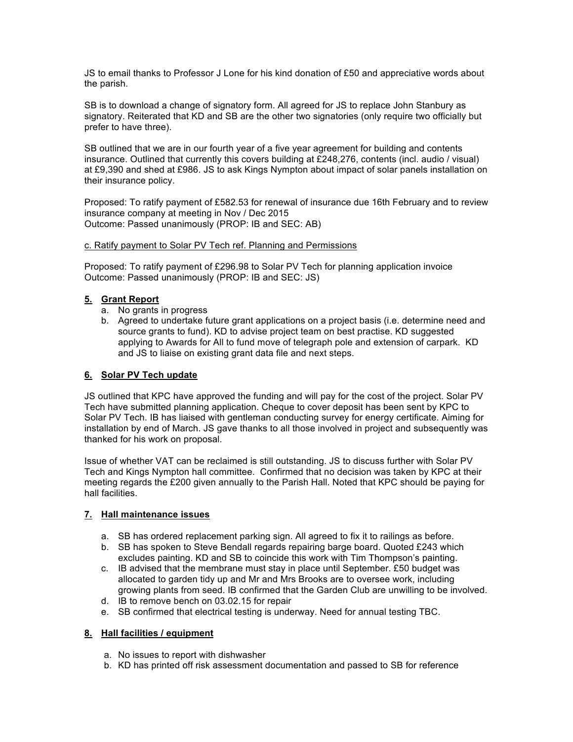JS to email thanks to Professor J Lone for his kind donation of £50 and appreciative words about the parish.

SB is to download a change of signatory form. All agreed for JS to replace John Stanbury as signatory. Reiterated that KD and SB are the other two signatories (only require two officially but prefer to have three).

SB outlined that we are in our fourth year of a five year agreement for building and contents insurance. Outlined that currently this covers building at £248,276, contents (incl. audio / visual) at £9,390 and shed at £986. JS to ask Kings Nympton about impact of solar panels installation on their insurance policy.

Proposed: To ratify payment of £582.53 for renewal of insurance due 16th February and to review insurance company at meeting in Nov / Dec 2015
Outcome: Passed unanimously (PROP: IB and SEC: AB)

c. Ratify payment to Solar PV Tech ref. Planning and Permissions

Proposed: To ratify payment of £296.98 to Solar PV Tech for planning application invoice
Outcome: Passed unanimously (PROP: IB and SEC: JS)

**5. Grant Report**

a. No grants in progress
b. Agreed to undertake future grant applications on a project basis (i.e. determine need and source grants to fund). KD to advise project team on best practise. KD suggested applying to Awards for All to fund move of telegraph pole and extension of carpark. KD and JS to liaise on existing grant data file and next steps.

**6. Solar PV Tech update**

JS outlined that KPC have approved the funding and will pay for the cost of the project. Solar PV Tech have submitted planning application. Cheque to cover deposit has been sent by KPC to Solar PV Tech. IB has liaised with gentleman conducting survey for energy certificate. Aiming for installation by end of March. JS gave thanks to all those involved in project and subsequently was thanked for his work on proposal.

Issue of whether VAT can be reclaimed is still outstanding. JS to discuss further with Solar PV Tech and Kings Nympton hall committee. Confirmed that no decision was taken by KPC at their meeting regards the £200 given annually to the Parish Hall. Noted that KPC should be paying for hall facilities.

**7. Hall maintenance issues**

a. SB has ordered replacement parking sign. All agreed to fix it to railings as before.
b. SB has spoken to Steve Bendall regards repairing barge board. Quoted £243 which excludes painting. KD and SB to coincide this work with Tim Thompson's painting.
c. IB advised that the membrane must stay in place until September. £50 budget was allocated to garden tidy up and Mr and Mrs Brooks are to oversee work, including growing plants from seed. IB confirmed that the Garden Club are unwilling to be involved.
d. IB to remove bench on 03.02.15 for repair
e. SB confirmed that electrical testing is underway. Need for annual testing TBC.

**8. Hall facilities / equipment**

a. No issues to report with dishwasher
b. KD has printed off risk assessment documentation and passed to SB for reference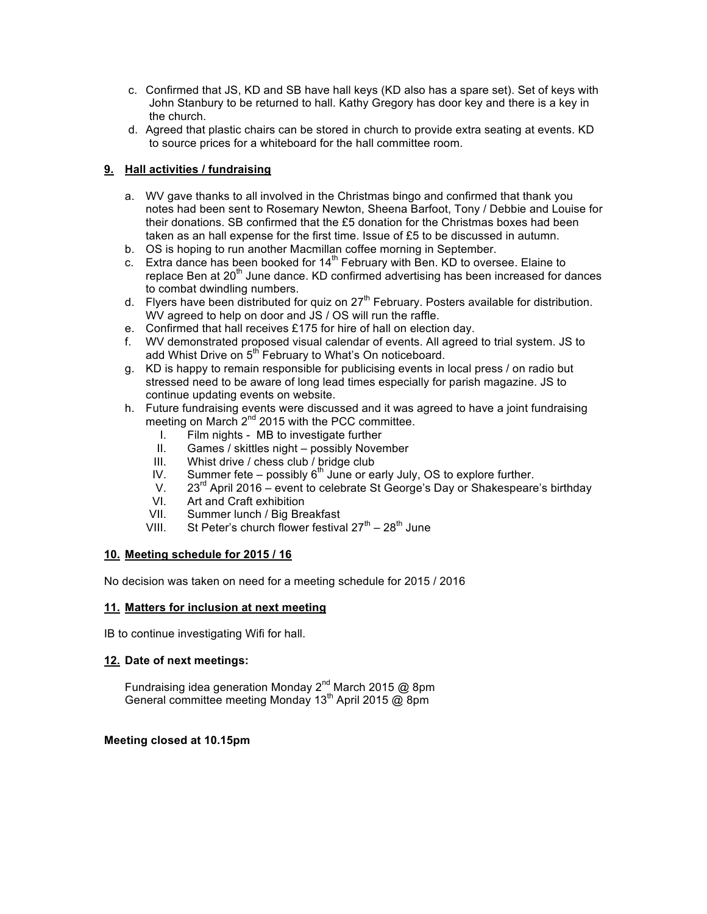c. Confirmed that JS, KD and SB have hall keys (KD also has a spare set). Set of keys with John Stanbury to be returned to hall. Kathy Gregory has door key and there is a key in the church.
d. Agreed that plastic chairs can be stored in church to provide extra seating at events. KD to source prices for a whiteboard for the hall committee room.

## 9. Hall activities / fundraising

a. WV gave thanks to all involved in the Christmas bingo and confirmed that thank you notes had been sent to Rosemary Newton, Sheena Barfoot, Tony / Debbie and Louise for their donations. SB confirmed that the £5 donation for the Christmas boxes had been taken as an hall expense for the first time. Issue of £5 to be discussed in autumn.
b. OS is hoping to run another Macmillan coffee morning in September.
c. Extra dance has been booked for 14th February with Ben. KD to oversee. Elaine to replace Ben at 20th June dance. KD confirmed advertising has been increased for dances to combat dwindling numbers.
d. Flyers have been distributed for quiz on 27th February. Posters available for distribution. WV agreed to help on door and JS / OS will run the raffle.
e. Confirmed that hall receives £175 for hire of hall on election day.
f. WV demonstrated proposed visual calendar of events. All agreed to trial system. JS to add Whist Drive on 5th February to What's On noticeboard.
g. KD is happy to remain responsible for publicising events in local press / on radio but stressed need to be aware of long lead times especially for parish magazine. JS to continue updating events on website.
h. Future fundraising events were discussed and it was agreed to have a joint fundraising meeting on March 2nd 2015 with the PCC committee.
   I. Film nights - MB to investigate further
   II. Games / skittles night – possibly November
   III. Whist drive / chess club / bridge club
   IV. Summer fete – possibly 6th June or early July, OS to explore further.
   V. 23rd April 2016 – event to celebrate St George's Day or Shakespeare's birthday
   VI. Art and Craft exhibition
   VII. Summer lunch / Big Breakfast
   VIII. St Peter's church flower festival 27th – 28th June

## 10. Meeting schedule for 2015 / 16

No decision was taken on need for a meeting schedule for 2015 / 2016

## 11. Matters for inclusion at next meeting

IB to continue investigating Wifi for hall.

## 12. Date of next meetings:

Fundraising idea generation Monday 2nd March 2015 @ 8pm
General committee meeting Monday 13th April 2015 @ 8pm

**Meeting closed at 10.15pm**